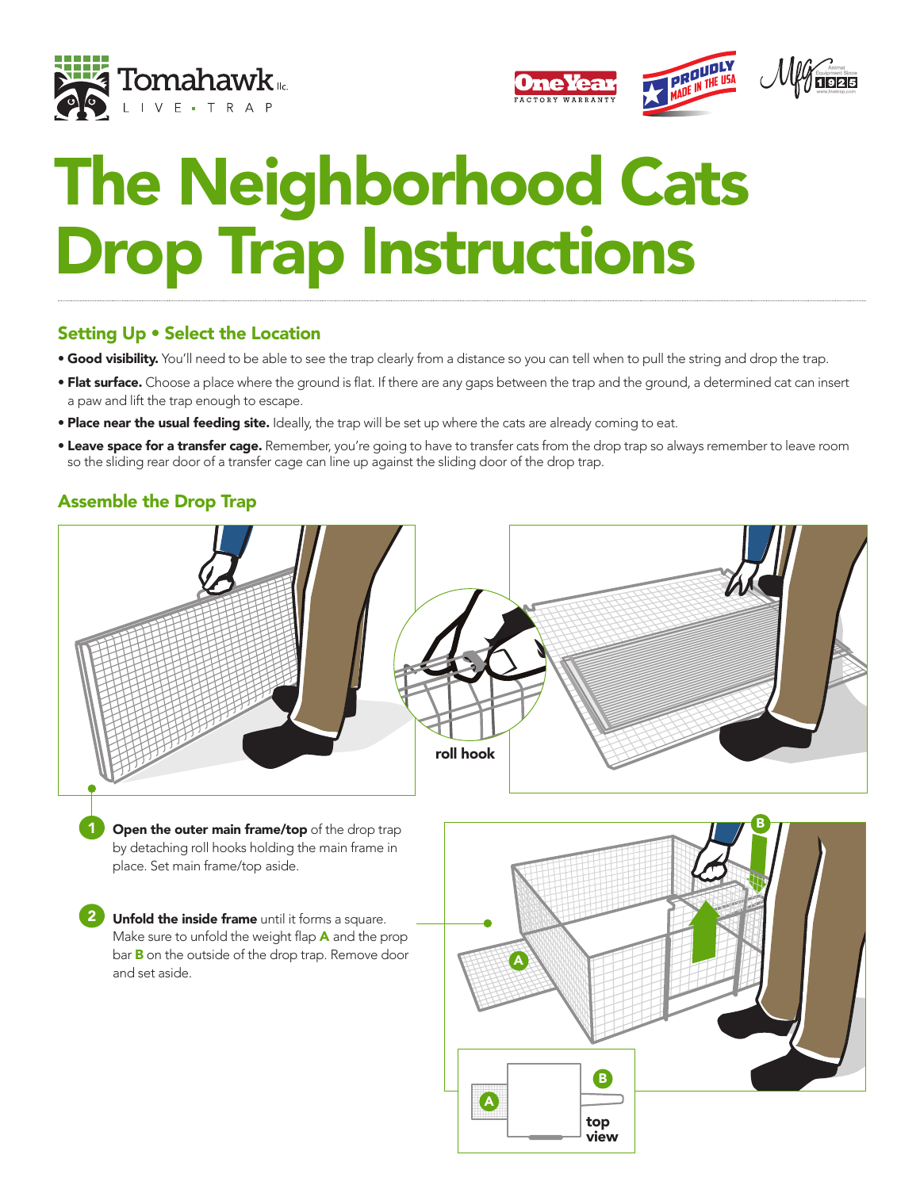# The Neighborhood Cats Drop Trap Instructions

## Setting Up • Select the Location

- **Good visibility.** You'll need to be able to see the trap clearly from a distance so you can tell when to pull the string and drop the trap.
- **Flat surface.** Choose a place where the ground is flat. If there are any gaps between the trap and the ground, a determined cat can insert a paw and lift the trap enough to escape.
- **Place near the usual feeding site.** Ideally, the trap will be set up where the cats are already coming to eat.
- **Leave space for a transfer cage.** Remember, you're going to have to transfer cats from the drop trap so always remember to leave room so the sliding rear door of a transfer cage can line up against the sliding door of the drop trap.

## Assemble the Drop Trap

roll hook

1. **Open the outer main frame/top** of the drop trap by detaching roll hooks holding the main frame in place. Set main frame/top aside.

2. **Unfold the inside frame** until it forms a square. Make sure to unfold the weight flap **A** and the prop bar **B** on the outside of the drop trap. Remove door and set aside.

top view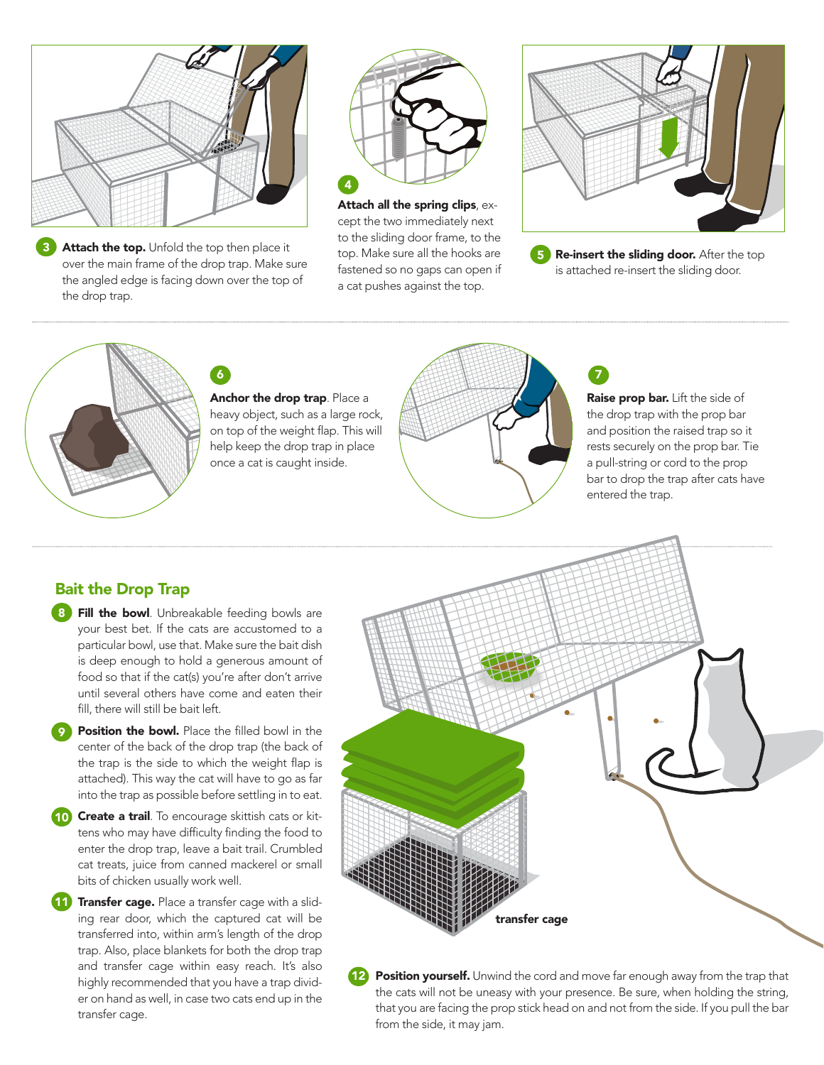**3** **Attach the top.** Unfold the top then place it over the main frame of the drop trap. Make sure the angled edge is facing down over the top of the drop trap.

**4** **Attach all the spring clips**, except the two immediately next to the sliding door frame, to the top. Make sure all the hooks are fastened so no gaps can open if a cat pushes against the top.

**5** **Re-insert the sliding door.** After the top is attached re-insert the sliding door.

**6** **Anchor the drop trap**. Place a heavy object, such as a large rock, on top of the weight flap. This will help keep the drop trap in place once a cat is caught inside.

**7** **Raise prop bar.** Lift the side of the drop trap with the prop bar and position the raised trap so it rests securely on the prop bar. Tie a pull-string or cord to the prop bar to drop the trap after cats have entered the trap.

## Bait the Drop Trap

**8** **Fill the bowl**. Unbreakable feeding bowls are your best bet. If the cats are accustomed to a particular bowl, use that. Make sure the bait dish is deep enough to hold a generous amount of food so that if the cat(s) you're after don't arrive until several others have come and eaten their fill, there will still be bait left.

**9** **Position the bowl.** Place the filled bowl in the center of the back of the drop trap (the back of the trap is the side to which the weight flap is attached). This way the cat will have to go as far into the trap as possible before settling in to eat.

**10** **Create a trail**. To encourage skittish cats or kittens who may have difficulty finding the food to enter the drop trap, leave a bait trail. Crumbled cat treats, juice from canned mackerel or small bits of chicken usually work well.

**11** **Transfer cage.** Place a transfer cage with a sliding rear door, which the captured cat will be transferred into, within arm's length of the drop trap. Also, place blankets for both the drop trap and transfer cage within easy reach. It's also highly recommended that you have a trap divider on hand as well, in case two cats end up in the transfer cage.

transfer cage

**12** **Position yourself.** Unwind the cord and move far enough away from the trap that the cats will not be uneasy with your presence. Be sure, when holding the string, that you are facing the prop stick head on and not from the side. If you pull the bar from the side, it may jam.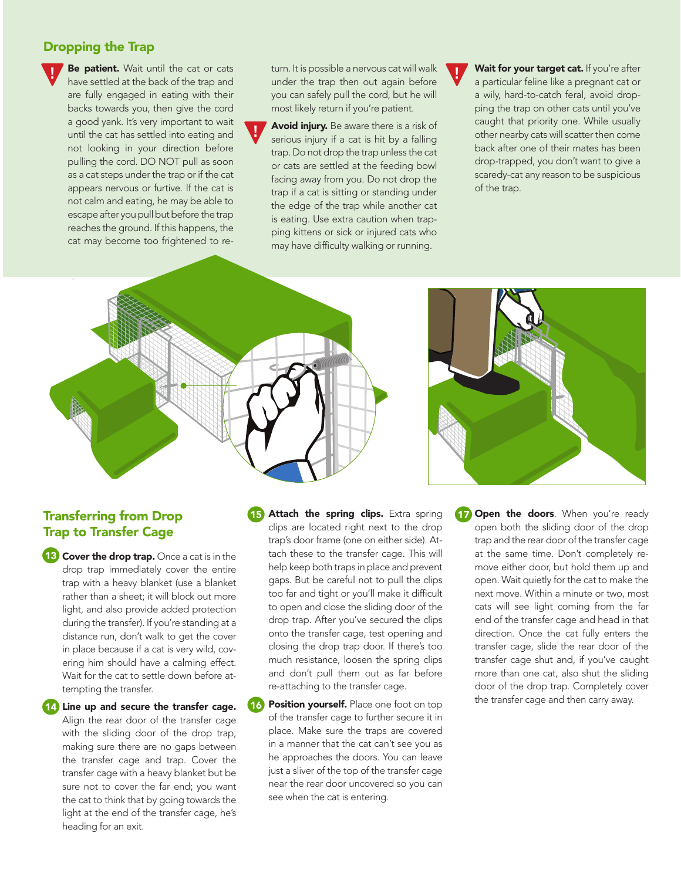## Dropping the Trap

**Be patient.** Wait until the cat or cats have settled at the back of the trap and are fully engaged in eating with their backs towards you, then give the cord a good yank. It's very important to wait until the cat has settled into eating and not looking in your direction before pulling the cord. DO NOT pull as soon as a cat steps under the trap or if the cat appears nervous or furtive. If the cat is not calm and eating, he may be able to escape after you pull but before the trap reaches the ground. If this happens, the cat may become too frightened to return. It is possible a nervous cat will walk under the trap then out again before you can safely pull the cord, but he will most likely return if you're patient.

**Avoid injury.** Be aware there is a risk of serious injury if a cat is hit by a falling trap. Do not drop the trap unless the cat or cats are settled at the feeding bowl facing away from you. Do not drop the trap if a cat is sitting or standing under the edge of the trap while another cat is eating. Use extra caution when trapping kittens or sick or injured cats who may have difficulty walking or running.

**Wait for your target cat.** If you're after a particular feline like a pregnant cat or a wily, hard-to-catch feral, avoid dropping the trap on other cats until you've caught that priority one. While usually other nearby cats will scatter then come back after one of their mates has been drop-trapped, you don't want to give a scaredy-cat any reason to be suspicious of the trap.

## Transferring from Drop Trap to Transfer Cage

**13 Cover the drop trap.** Once a cat is in the drop trap immediately cover the entire trap with a heavy blanket (use a blanket rather than a sheet; it will block out more light, and also provide added protection during the transfer). If you're standing at a distance run, don't walk to get the cover in place because if a cat is very wild, covering him should have a calming effect. Wait for the cat to settle down before attempting the transfer.

**14 Line up and secure the transfer cage.** Align the rear door of the transfer cage with the sliding door of the drop trap, making sure there are no gaps between the transfer cage and trap. Cover the transfer cage with a heavy blanket but be sure not to cover the far end; you want the cat to think that by going towards the light at the end of the transfer cage, he's heading for an exit.

**15 Attach the spring clips.** Extra spring clips are located right next to the drop trap's door frame (one on either side). Attach these to the transfer cage. This will help keep both traps in place and prevent gaps. But be careful not to pull the clips too far and tight or you'll make it difficult to open and close the sliding door of the drop trap. After you've secured the clips onto the transfer cage, test opening and closing the drop trap door. If there's too much resistance, loosen the spring clips and don't pull them out as far before re-attaching to the transfer cage.

**16 Position yourself.** Place one foot on top of the transfer cage to further secure it in place. Make sure the traps are covered in a manner that the cat can't see you as he approaches the doors. You can leave just a sliver of the top of the transfer cage near the rear door uncovered so you can see when the cat is entering.

**17 Open the doors**. When you're ready open both the sliding door of the drop trap and the rear door of the transfer cage at the same time. Don't completely remove either door, but hold them up and open. Wait quietly for the cat to make the next move. Within a minute or two, most cats will see light coming from the far end of the transfer cage and head in that direction. Once the cat fully enters the transfer cage, slide the rear door of the transfer cage shut and, if you've caught more than one cat, also shut the sliding door of the drop trap. Completely cover the transfer cage and then carry away.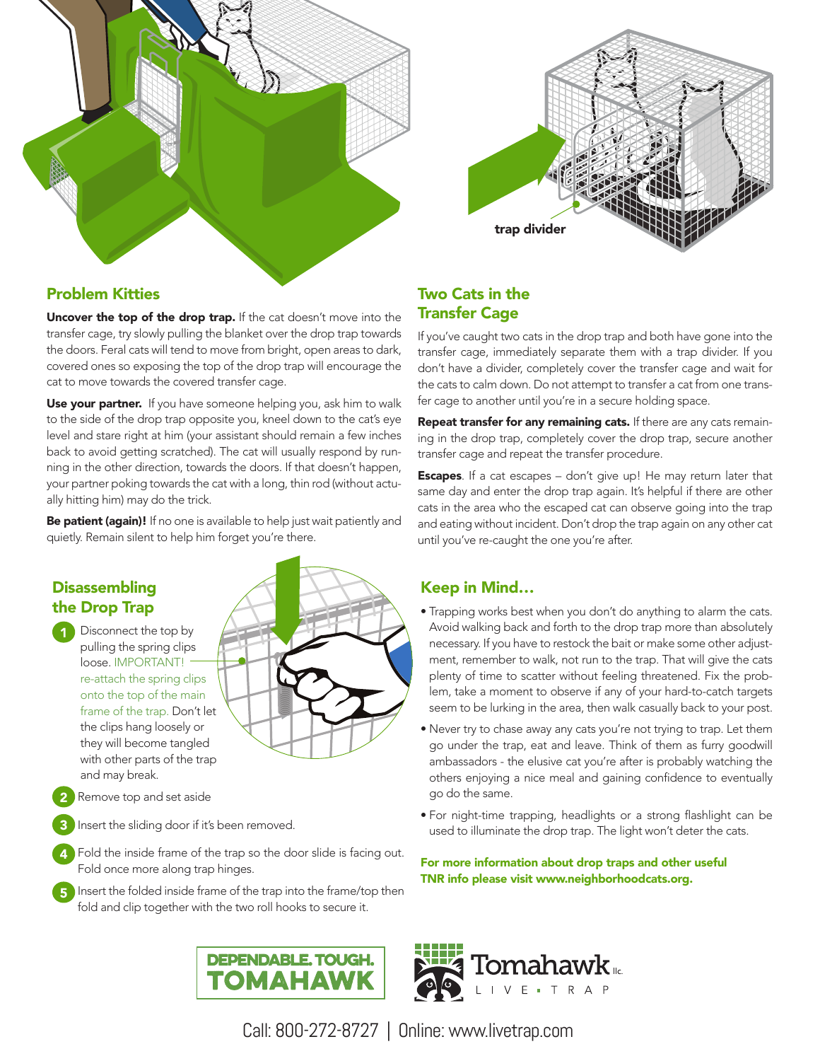trap divider

## Problem Kitties

**Uncover the top of the drop trap.** If the cat doesn't move into the transfer cage, try slowly pulling the blanket over the drop trap towards the doors. Feral cats will tend to move from bright, open areas to dark, covered ones so exposing the top of the drop trap will encourage the cat to move towards the covered transfer cage.

**Use your partner.** If you have someone helping you, ask him to walk to the side of the drop trap opposite you, kneel down to the cat's eye level and stare right at him (your assistant should remain a few inches back to avoid getting scratched). The cat will usually respond by running in the other direction, towards the doors. If that doesn't happen, your partner poking towards the cat with a long, thin rod (without actually hitting him) may do the trick.

**Be patient (again)!** If no one is available to help just wait patiently and quietly. Remain silent to help him forget you're there.

## Disassembling the Drop Trap

1. Disconnect the top by pulling the spring clips loose. IMPORTANT! re-attach the spring clips onto the top of the main frame of the trap. Don't let the clips hang loosely or they will become tangled with other parts of the trap and may break.
2. Remove top and set aside
3. Insert the sliding door if it's been removed.
4. Fold the inside frame of the trap so the door slide is facing out. Fold once more along trap hinges.
5. Insert the folded inside frame of the trap into the frame/top then fold and clip together with the two roll hooks to secure it.

## Two Cats in the Transfer Cage

If you've caught two cats in the drop trap and both have gone into the transfer cage, immediately separate them with a trap divider. If you don't have a divider, completely cover the transfer cage and wait for the cats to calm down. Do not attempt to transfer a cat from one transfer cage to another until you're in a secure holding space.

**Repeat transfer for any remaining cats.** If there are any cats remaining in the drop trap, completely cover the drop trap, secure another transfer cage and repeat the transfer procedure.

**Escapes**. If a cat escapes – don't give up! He may return later that same day and enter the drop trap again. It's helpful if there are other cats in the area who the escaped cat can observe going into the trap and eating without incident. Don't drop the trap again on any other cat until you've re-caught the one you're after.

## Keep in Mind…

- Trapping works best when you don't do anything to alarm the cats. Avoid walking back and forth to the drop trap more than absolutely necessary. If you have to restock the bait or make some other adjustment, remember to walk, not run to the trap. That will give the cats plenty of time to scatter without feeling threatened. Fix the problem, take a moment to observe if any of your hard-to-catch targets seem to be lurking in the area, then walk casually back to your post.
- Never try to chase away any cats you're not trying to trap. Let them go under the trap, eat and leave. Think of them as furry goodwill ambassadors - the elusive cat you're after is probably watching the others enjoying a nice meal and gaining confidence to eventually go do the same.
- For night-time trapping, headlights or a strong flashlight can be used to illuminate the drop trap. The light won't deter the cats.

**For more information about drop traps and other useful TNR info please visit www.neighborhoodcats.org.**

DEPENDABLE. TOUGH. TOMAHAWK

Tomahawk llc. LIVE TRAP

Call: 800-272-8727 | Online: www.livetrap.com